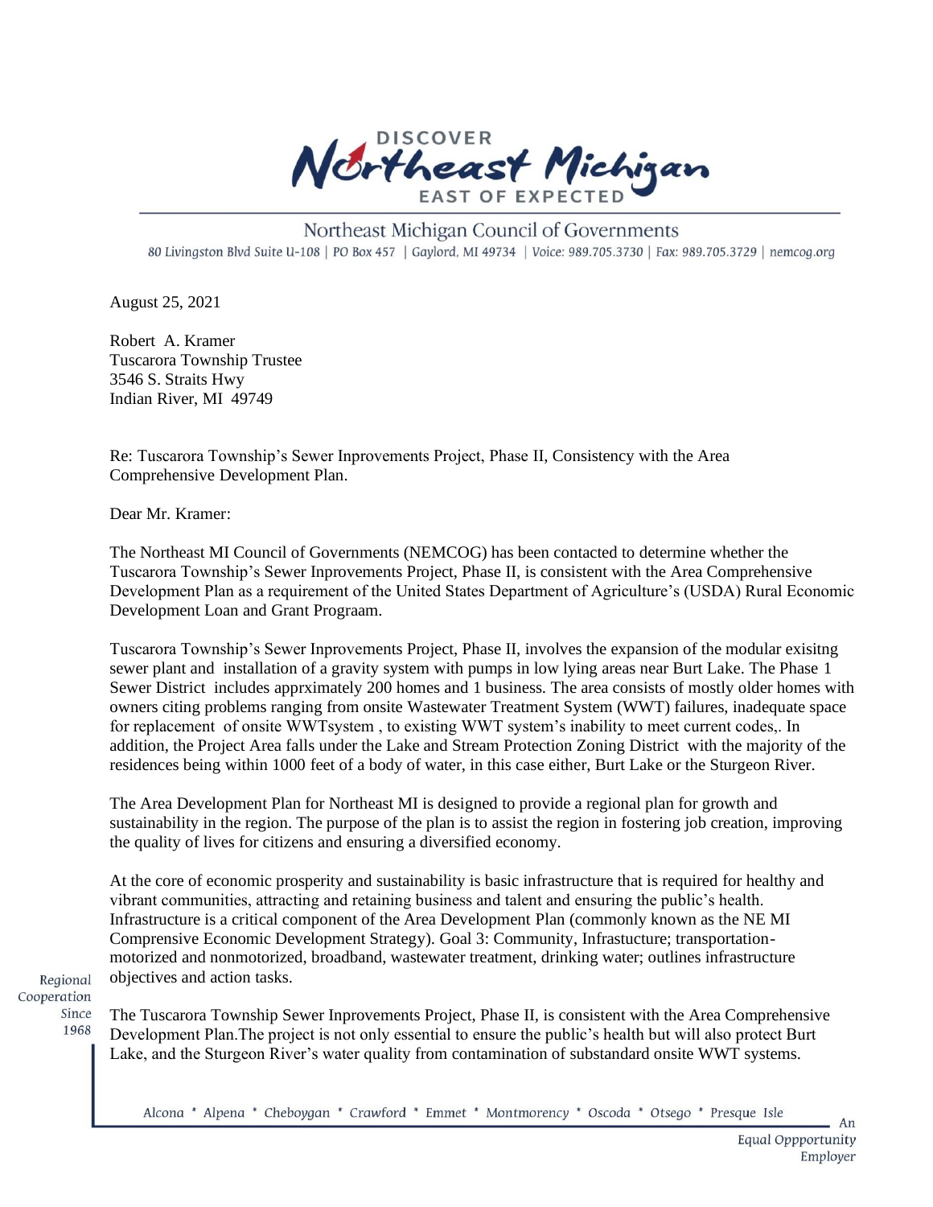DISCOVER

Northeast Michigan

EAST OF EXPECTED

Northeast Michigan Council of Governments

80 Livingston Blvd Suite U-108 | PO Box 457 | Gaylord, MI 49734 | Voice: 989.705.3730 | Fax: 989.705.3729 | nemcog.org

August 25, 2021

Robert A. Kramer
Tuscarora Township Trustee
3546 S. Straits Hwy
Indian River, MI 49749

Re: Tuscarora Township's Sewer Inprovements Project, Phase II, Consistency with the Area Comprehensive Development Plan.

Dear Mr. Kramer:

The Northeast MI Council of Governments (NEMCOG) has been contacted to determine whether the Tuscarora Township's Sewer Inprovements Project, Phase II, is consistent with the Area Comprehensive Development Plan as a requirement of the United States Department of Agriculture's (USDA) Rural Economic Development Loan and Grant Prograam.

Tuscarora Township's Sewer Inprovements Project, Phase II, involves the expansion of the modular exisitng sewer plant and installation of a gravity system with pumps in low lying areas near Burt Lake. The Phase 1 Sewer District includes apprximately 200 homes and 1 business. The area consists of mostly older homes with owners citing problems ranging from onsite Wastewater Treatment System (WWT) failures, inadequate space for replacement of onsite WWTsystem , to existing WWT system's inability to meet current codes,. In addition, the Project Area falls under the Lake and Stream Protection Zoning District with the majority of the residences being within 1000 feet of a body of water, in this case either, Burt Lake or the Sturgeon River.

The Area Development Plan for Northeast MI is designed to provide a regional plan for growth and sustainability in the region. The purpose of the plan is to assist the region in fostering job creation, improving the quality of lives for citizens and ensuring a diversified economy.

At the core of economic prosperity and sustainability is basic infrastructure that is required for healthy and vibrant communities, attracting and retaining business and talent and ensuring the public's health. Infrastructure is a critical component of the Area Development Plan (commonly known as the NE MI Compresive Economic Development Strategy). Goal 3: Community, Infrastucture; transportation-motorized and nonmotorized, broadband, wastewater treatment, drinking water; outlines infrastructure objectives and action tasks.

The Tuscarora Township Sewer Inprovements Project, Phase II, is consistent with the Area Comprehensive Development Plan.The project is not only essential to ensure the public's health but will also protect Burt Lake, and the Sturgeon River's water quality from contamination of substandard onsite WWT systems.

Regional Cooperation Since 1968

Alcona * Alpena * Cheboygan * Crawford * Emmet * Montmorency * Oscoda * Otsego * Presque Isle

An Equal Oppportunity Employer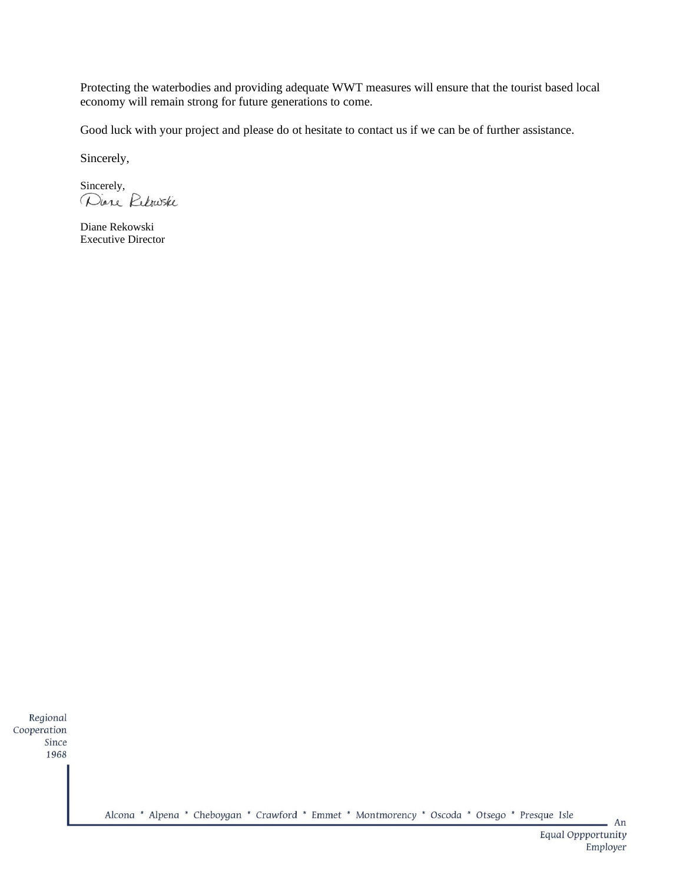Protecting the waterbodies and providing adequate WWT measures will ensure that the tourist based local economy will remain strong for future generations to come.

Good luck with your project and please do ot hesitate to contact us if we can be of further assistance.

Sincerely,

Sincerely,

Diane Rekowski

Diane Rekowski
Executive Director

Regional Cooperation Since 1968

Alcona * Alpena * Cheboygan * Crawford * Emmet * Montmorency * Oscoda * Otsego * Presque Isle

An Equal Oppportunity Employer